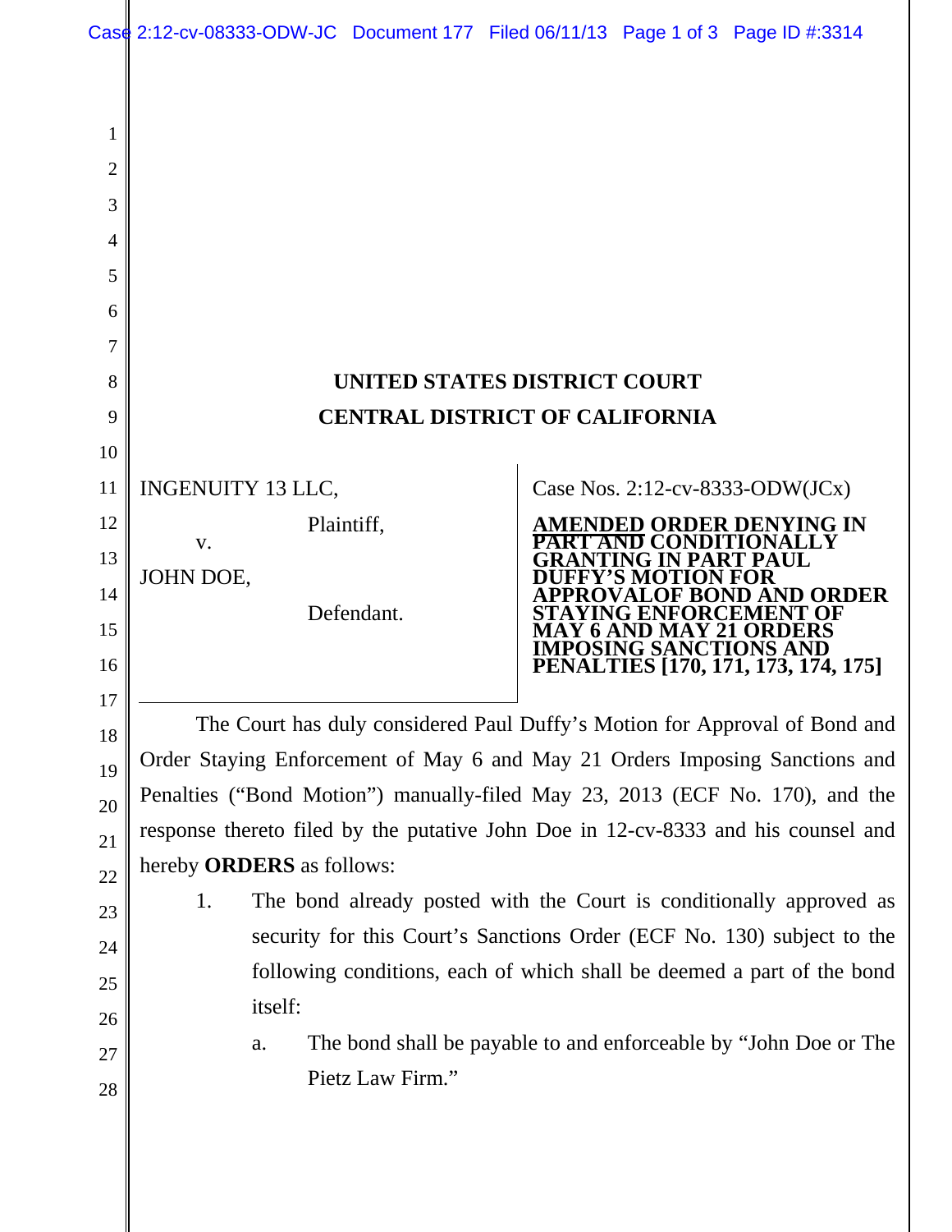# UNITED STATES DISTRICT COURT
# CENTRAL DISTRICT OF CALIFORNIA

| | |
|---|---|
| INGENUITY 13 LLC,<br><br>Plaintiff,<br><br>v.<br><br>JOHN DOE,<br><br>Defendant. | Case Nos. 2:12-cv-8333-ODW(JCx)<br><br>**AMENDED ORDER DENYING IN PART AND CONDITIONALLY GRANTING IN PART PAUL DUFFY'S MOTION FOR APPROVALOF BOND AND ORDER STAYING ENFORCEMENT OF MAY 6 AND MAY 21 ORDERS IMPOSING SANCTIONS AND PENALTIES [170, 171, 173, 174, 175]** |

The Court has duly considered Paul Duffy's Motion for Approval of Bond and Order Staying Enforcement of May 6 and May 21 Orders Imposing Sanctions and Penalties ("Bond Motion") manually-filed May 23, 2013 (ECF No. 170), and the response thereto filed by the putative John Doe in 12-cv-8333 and his counsel and hereby **ORDERS** as follows:

1. The bond already posted with the Court is conditionally approved as security for this Court's Sanctions Order (ECF No. 130) subject to the following conditions, each of which shall be deemed a part of the bond itself:
   a. The bond shall be payable to and enforceable by "John Doe or The Pietz Law Firm."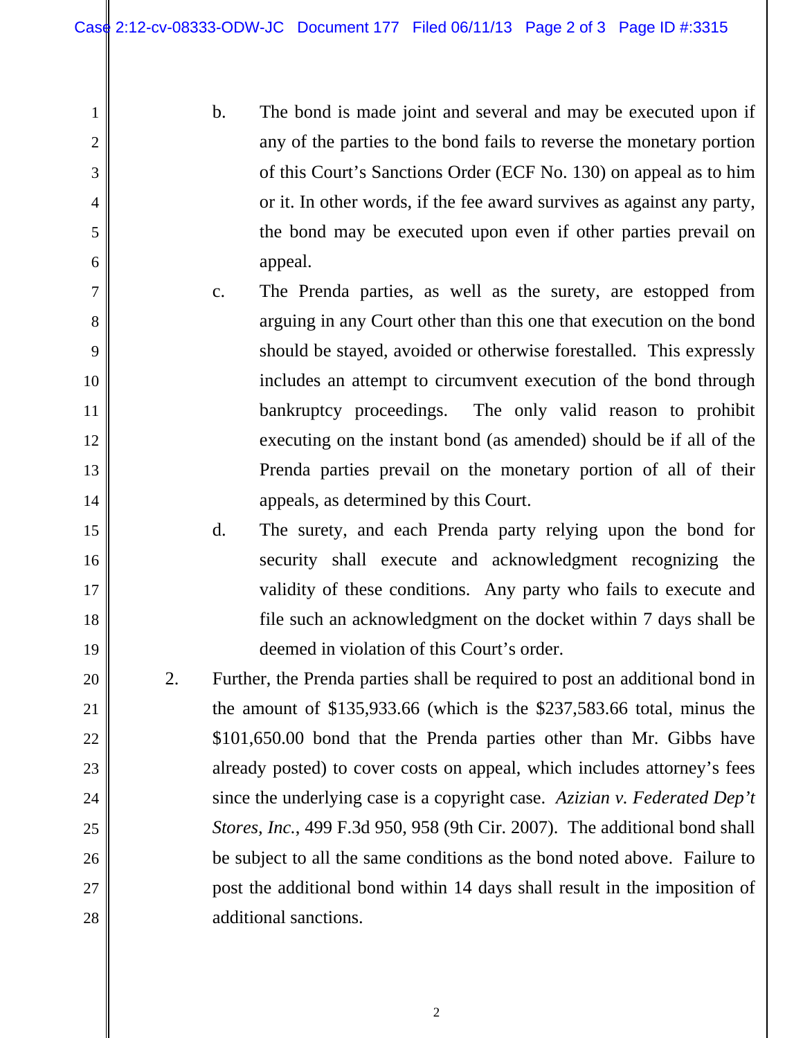b. The bond is made joint and several and may be executed upon if any of the parties to the bond fails to reverse the monetary portion of this Court's Sanctions Order (ECF No. 130) on appeal as to him or it. In other words, if the fee award survives as against any party, the bond may be executed upon even if other parties prevail on appeal.

c. The Prenda parties, as well as the surety, are estopped from arguing in any Court other than this one that execution on the bond should be stayed, avoided or otherwise forestalled. This expressly includes an attempt to circumvent execution of the bond through bankruptcy proceedings. The only valid reason to prohibit executing on the instant bond (as amended) should be if all of the Prenda parties prevail on the monetary portion of all of their appeals, as determined by this Court.

d. The surety, and each Prenda party relying upon the bond for security shall execute and acknowledgment recognizing the validity of these conditions. Any party who fails to execute and file such an acknowledgment on the docket within 7 days shall be deemed in violation of this Court's order.

2. Further, the Prenda parties shall be required to post an additional bond in the amount of $135,933.66 (which is the $237,583.66 total, minus the $101,650.00 bond that the Prenda parties other than Mr. Gibbs have already posted) to cover costs on appeal, which includes attorney's fees since the underlying case is a copyright case. *Azizian v. Federated Dep't Stores, Inc.*, 499 F.3d 950, 958 (9th Cir. 2007). The additional bond shall be subject to all the same conditions as the bond noted above. Failure to post the additional bond within 14 days shall result in the imposition of additional sanctions.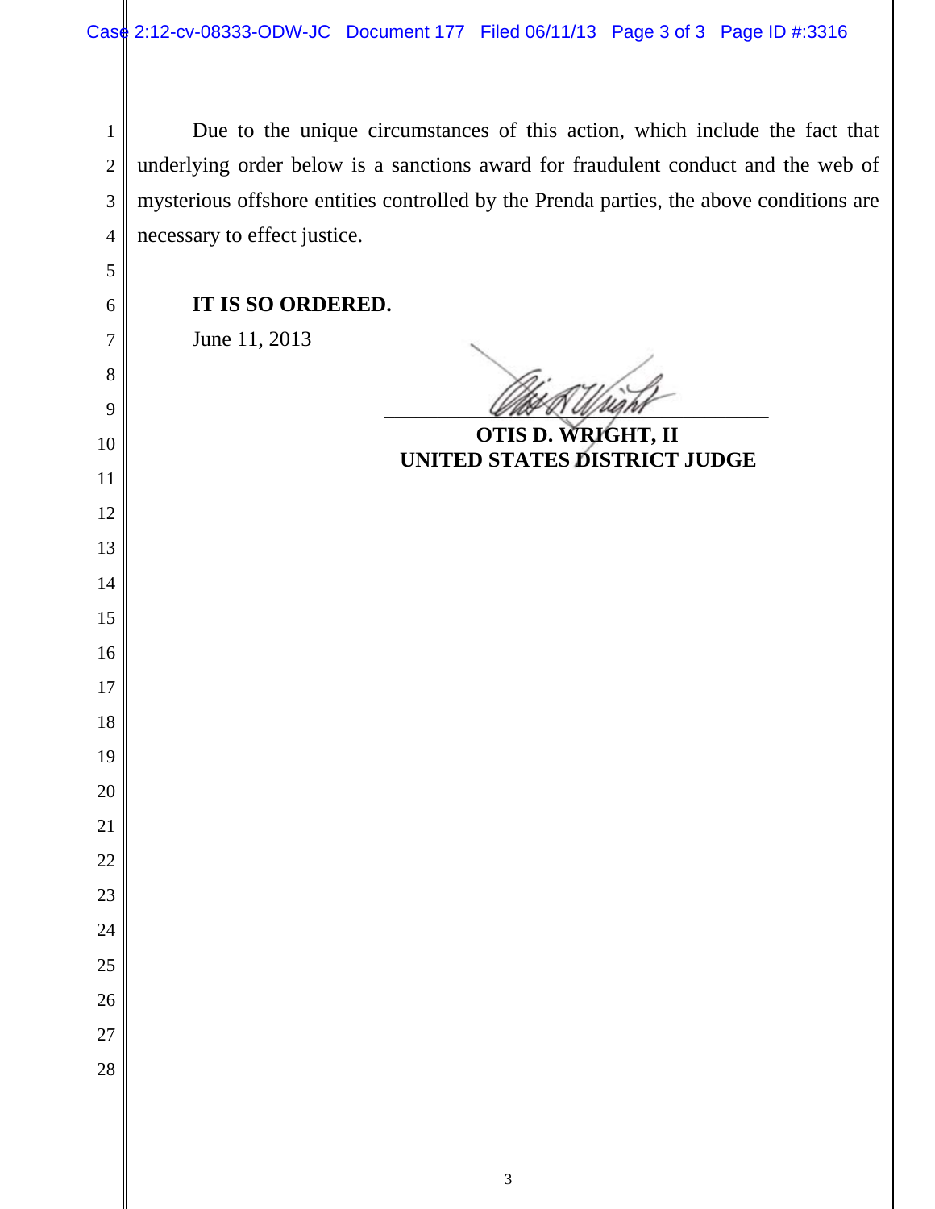Due to the unique circumstances of this action, which include the fact that underlying order below is a sanctions award for fraudulent conduct and the web of mysterious offshore entities controlled by the Prenda parties, the above conditions are necessary to effect justice.

**IT IS SO ORDERED.**

June 11, 2013

**OTIS D. WRIGHT, II**
**UNITED STATES DISTRICT JUDGE**